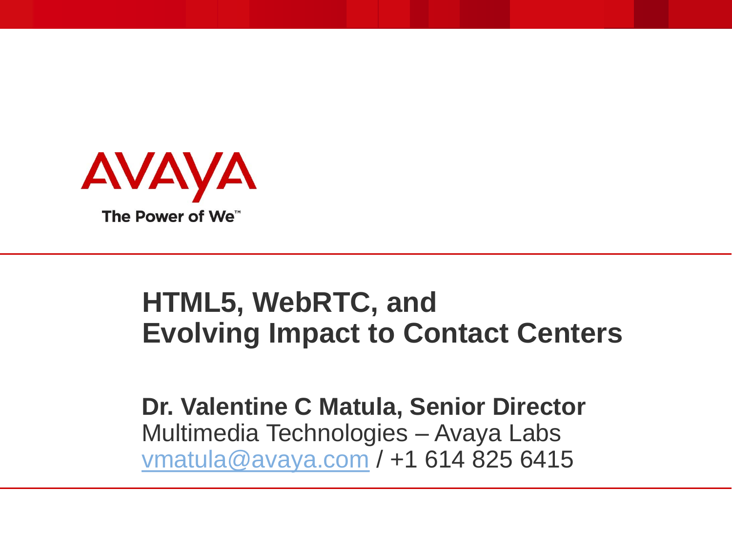AVAYA

The Power of We™

# HTML5, WebRTC, and Evolving Impact to Contact Centers

**Dr. Valentine C Matula, Senior Director**
Multimedia Technologies – Avaya Labs
vmatula@avaya.com / +1 614 825 6415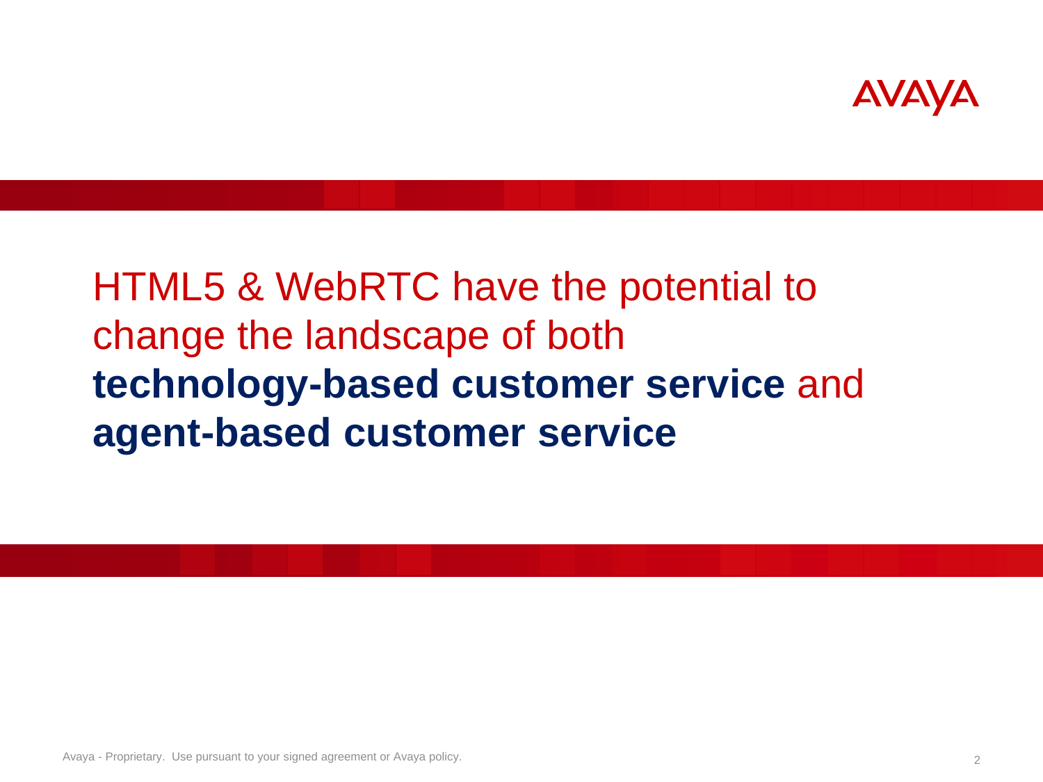HTML5 & WebRTC have the potential to change the landscape of both **technology-based customer service** and **agent-based customer service**

Avaya - Proprietary. Use pursuant to your signed agreement or Avaya policy.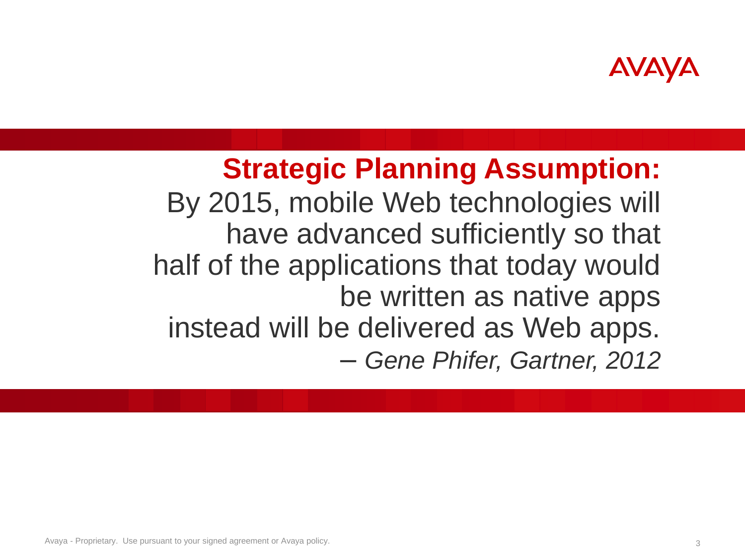**Strategic Planning Assumption:**

By 2015, mobile Web technologies will have advanced sufficiently so that half of the applications that today would be written as native apps instead will be delivered as Web apps.

– *Gene Phifer, Gartner, 2012*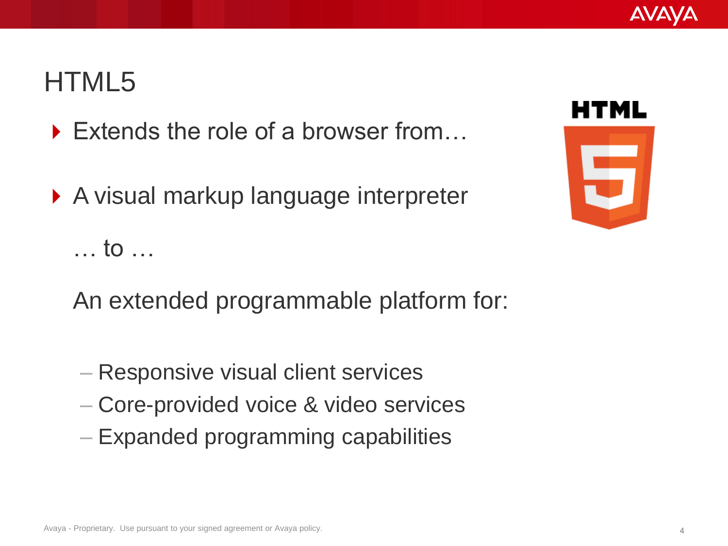# HTML5

- Extends the role of a browser from…
- A visual markup language interpreter

  … to …

  An extended programmable platform for:

  - Responsive visual client services
  - Core-provided voice & video services
  - Expanded programming capabilities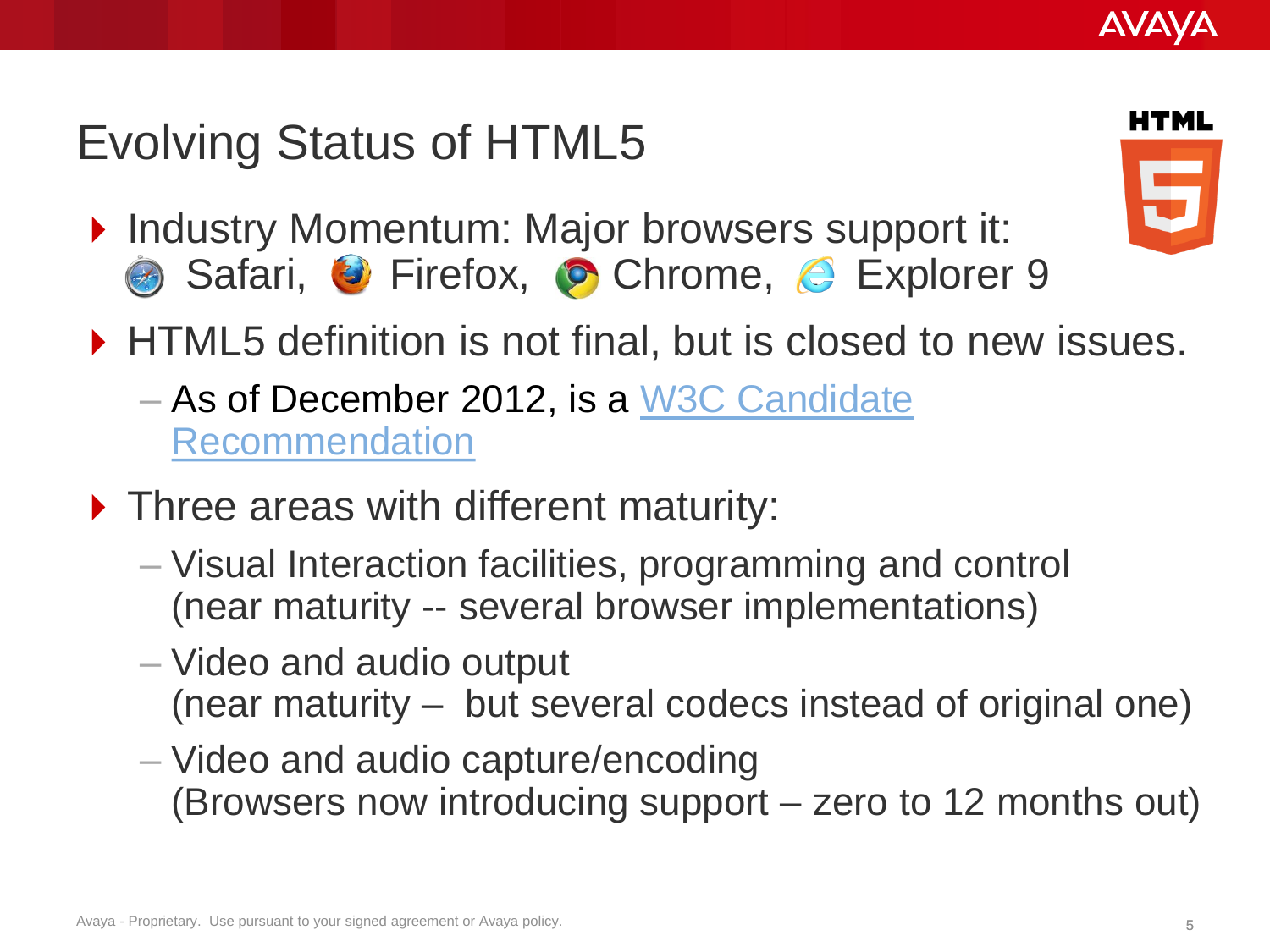# Evolving Status of HTML5

- Industry Momentum: Major browsers support it: Safari, Firefox, Chrome, Explorer 9
- HTML5 definition is not final, but is closed to new issues.
  - As of December 2012, is a W3C Candidate Recommendation
- Three areas with different maturity:
  - Visual Interaction facilities, programming and control (near maturity -- several browser implementations)
  - Video and audio output (near maturity – but several codecs instead of original one)
  - Video and audio capture/encoding (Browsers now introducing support – zero to 12 months out)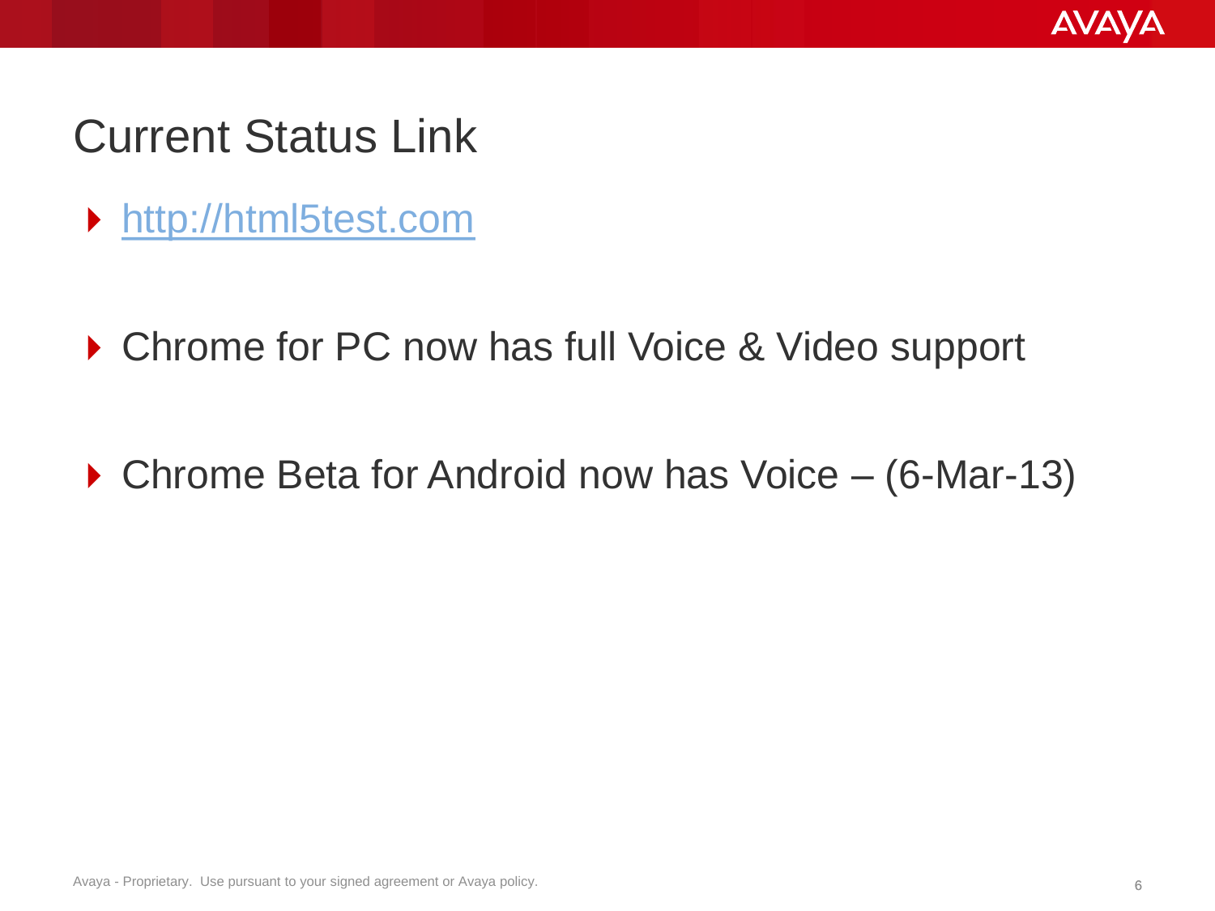# Current Status Link

- [http://html5test.com](http://html5test.com)

- Chrome for PC now has full Voice & Video support

- Chrome Beta for Android now has Voice – (6-Mar-13)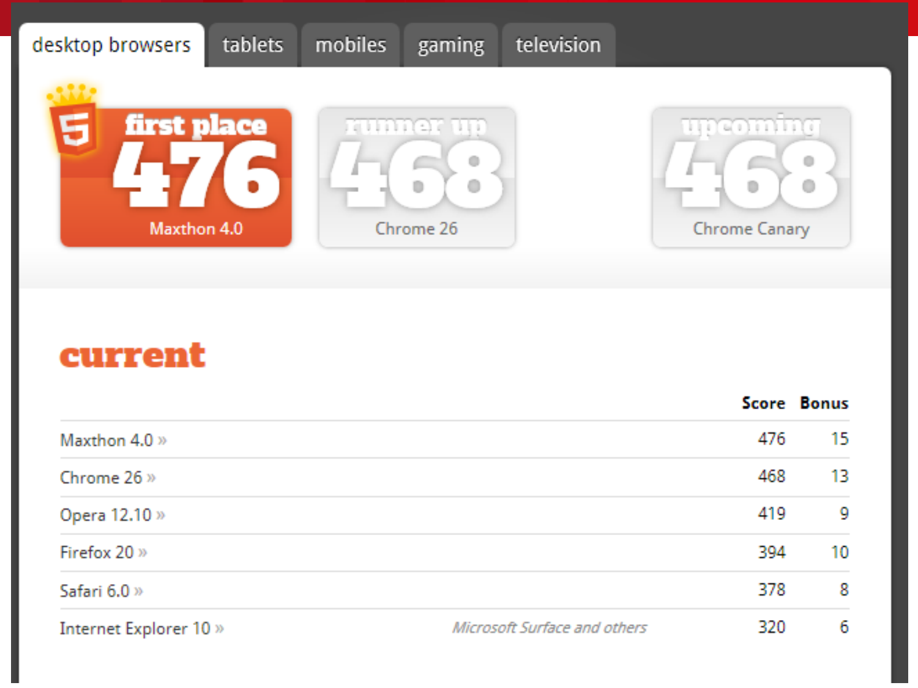desktop browsers | tablets | mobiles | gaming | television

**first place**
**476**
Maxthon 4.0

**runner up**
**468**
Chrome 26

**upcoming**
**468**
Chrome Canary

## current

| | | Score | Bonus |
|---|---|---|---|
| Maxthon 4.0 » | | 476 | 15 |
| Chrome 26 » | | 468 | 13 |
| Opera 12.10 » | | 419 | 9 |
| Firefox 20 » | | 394 | 10 |
| Safari 6.0 » | | 378 | 8 |
| Internet Explorer 10 » | *Microsoft Surface and others* | 320 | 6 |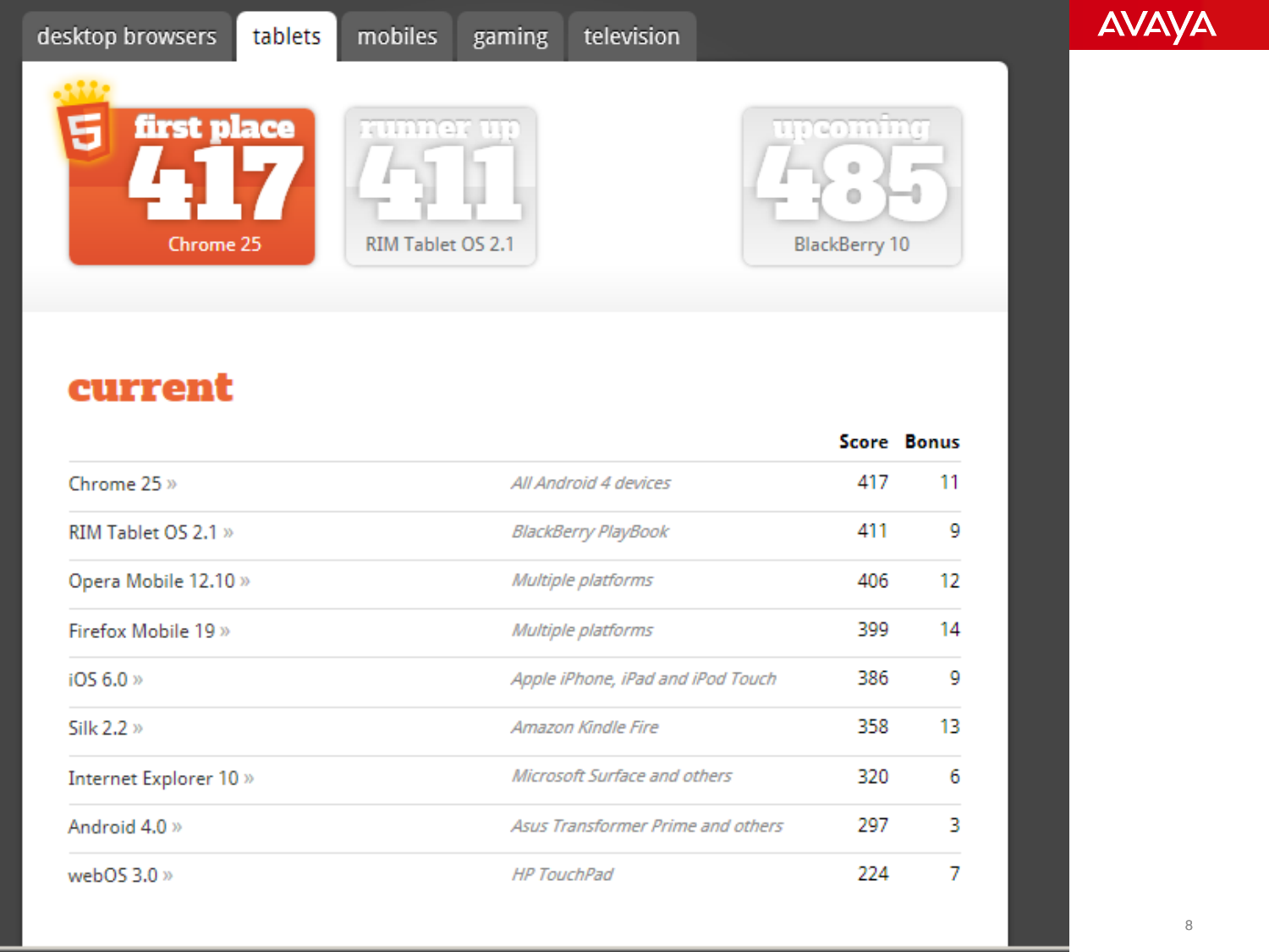desktop browsers | tablets | mobiles | gaming | television

**first place** 417 Chrome 25

**runner up** 411 RIM Tablet OS 2.1

**upcoming** 485 BlackBerry 10

## current

| | | Score | Bonus |
|---|---|---|---|
| Chrome 25 » | *All Android 4 devices* | 417 | 11 |
| RIM Tablet OS 2.1 » | *BlackBerry PlayBook* | 411 | 9 |
| Opera Mobile 12.10 » | *Multiple platforms* | 406 | 12 |
| Firefox Mobile 19 » | *Multiple platforms* | 399 | 14 |
| iOS 6.0 » | *Apple iPhone, iPad and iPod Touch* | 386 | 9 |
| Silk 2.2 » | *Amazon Kindle Fire* | 358 | 13 |
| Internet Explorer 10 » | *Microsoft Surface and others* | 320 | 6 |
| Android 4.0 » | *Asus Transformer Prime and others* | 297 | 3 |
| webOS 3.0 » | *HP TouchPad* | 224 | 7 |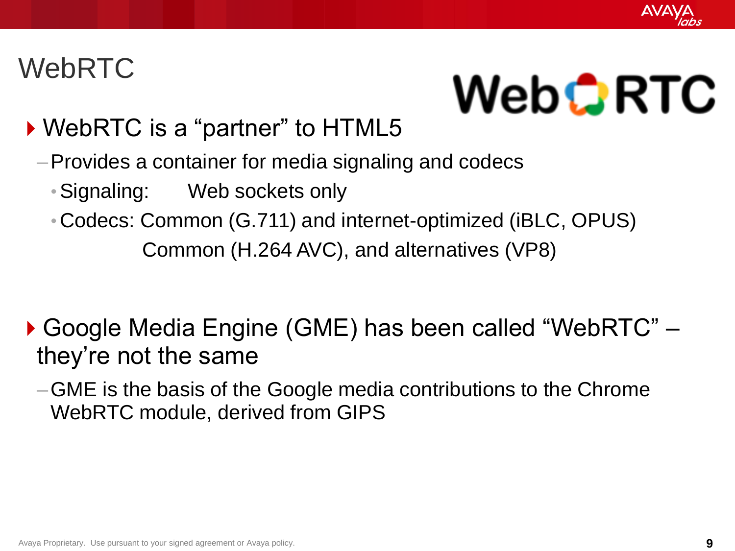# WebRTC

- WebRTC is a "partner" to HTML5
  - Provides a container for media signaling and codecs
    - Signaling: Web sockets only
    - Codecs: Common (G.711) and internet-optimized (iBLC, OPUS)
      Common (H.264 AVC), and alternatives (VP8)

- Google Media Engine (GME) has been called "WebRTC" – they're not the same
  - GME is the basis of the Google media contributions to the Chrome WebRTC module, derived from GIPS

Avaya Proprietary. Use pursuant to your signed agreement or Avaya policy.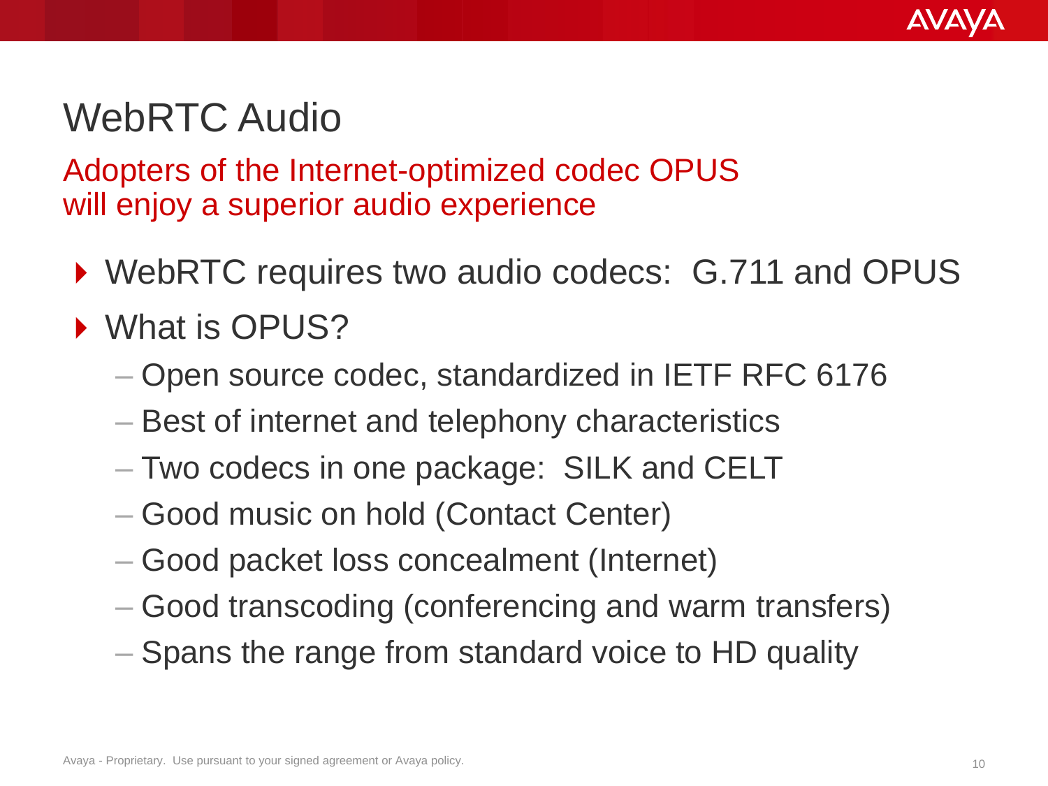# WebRTC Audio

Adopters of the Internet-optimized codec OPUS will enjoy a superior audio experience

- WebRTC requires two audio codecs: G.711 and OPUS
- What is OPUS?
  - Open source codec, standardized in IETF RFC 6176
  - Best of internet and telephony characteristics
  - Two codecs in one package: SILK and CELT
  - Good music on hold (Contact Center)
  - Good packet loss concealment (Internet)
  - Good transcoding (conferencing and warm transfers)
  - Spans the range from standard voice to HD quality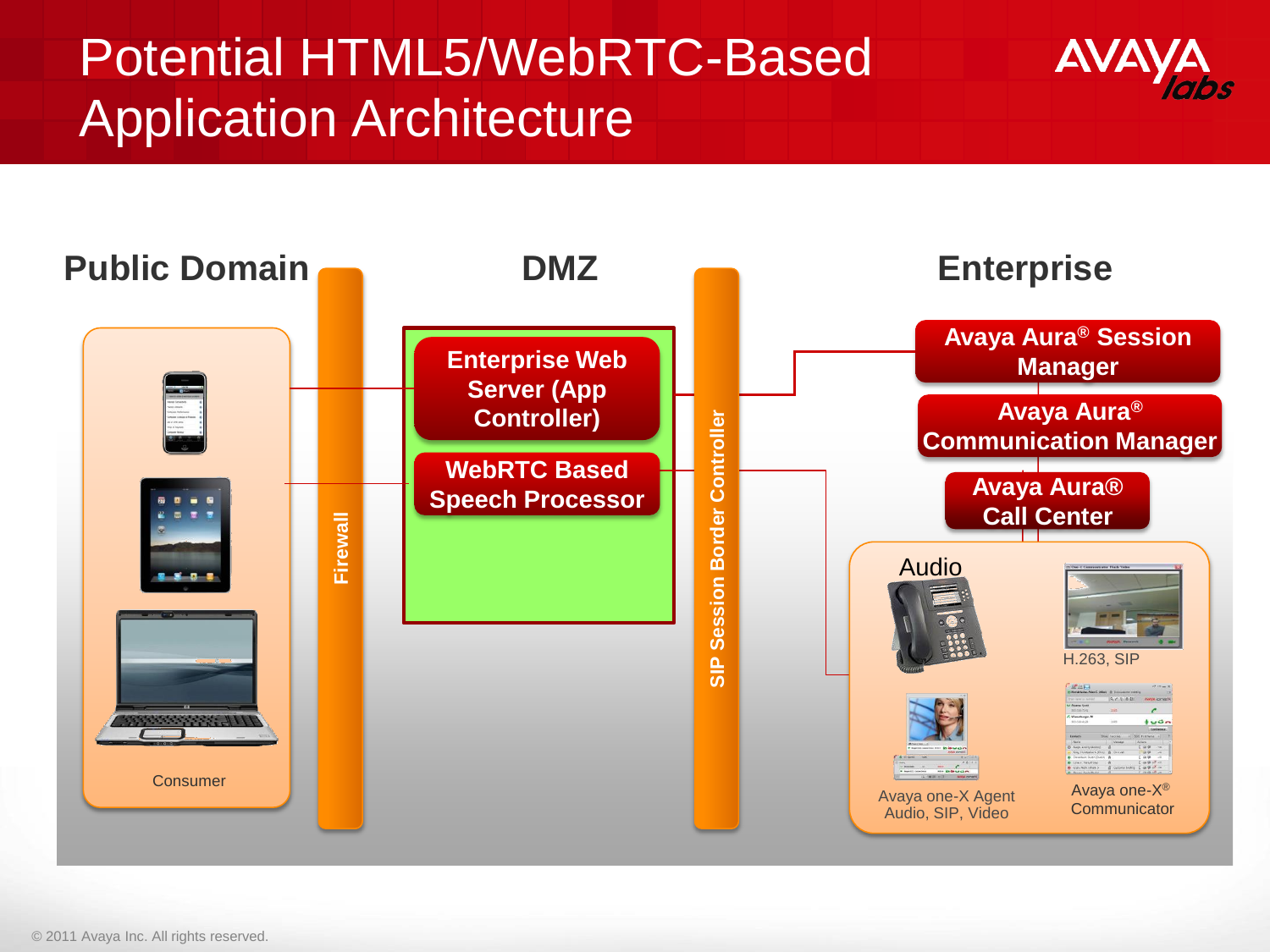# Potential HTML5/WebRTC-Based Application Architecture

**Public Domain**

Consumer

Firewall

**DMZ**

**Enterprise Web Server (App Controller)**

**WebRTC Based Speech Processor**

SIP Session Border Controller

**Enterprise**

**Avaya Aura® Session Manager**

**Avaya Aura® Communication Manager**

**Avaya Aura® Call Center**

Audio

H.263, SIP

Avaya one-X Agent Audio, SIP, Video

Avaya one-X® Communicator

© 2011 Avaya Inc. All rights reserved.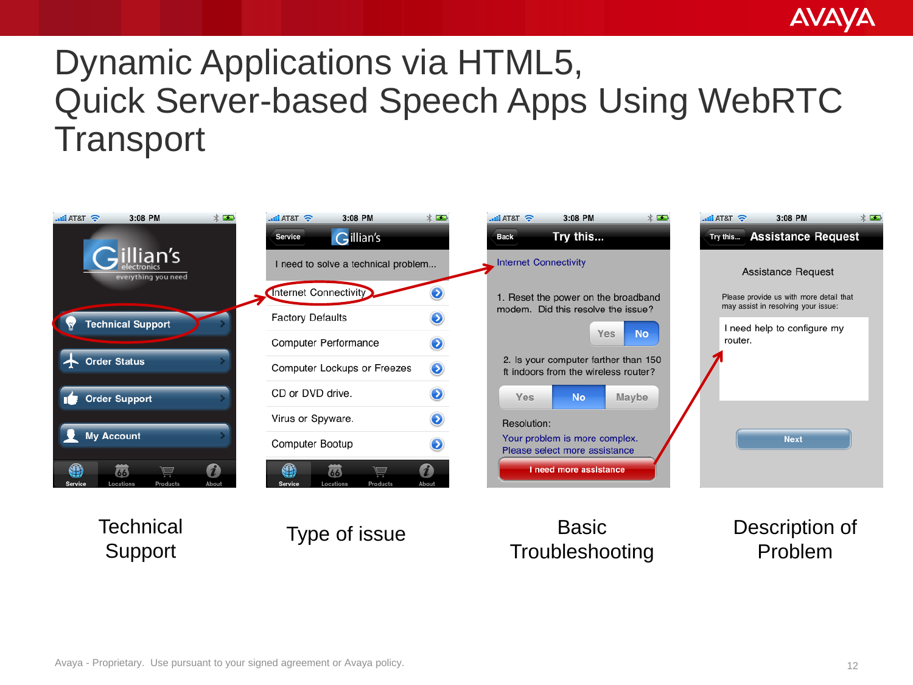# Dynamic Applications via HTML5, Quick Server-based Speech Apps Using WebRTC Transport

Technical Support

Type of issue

Basic Troubleshooting

Description of Problem

Avaya - Proprietary. Use pursuant to your signed agreement or Avaya policy.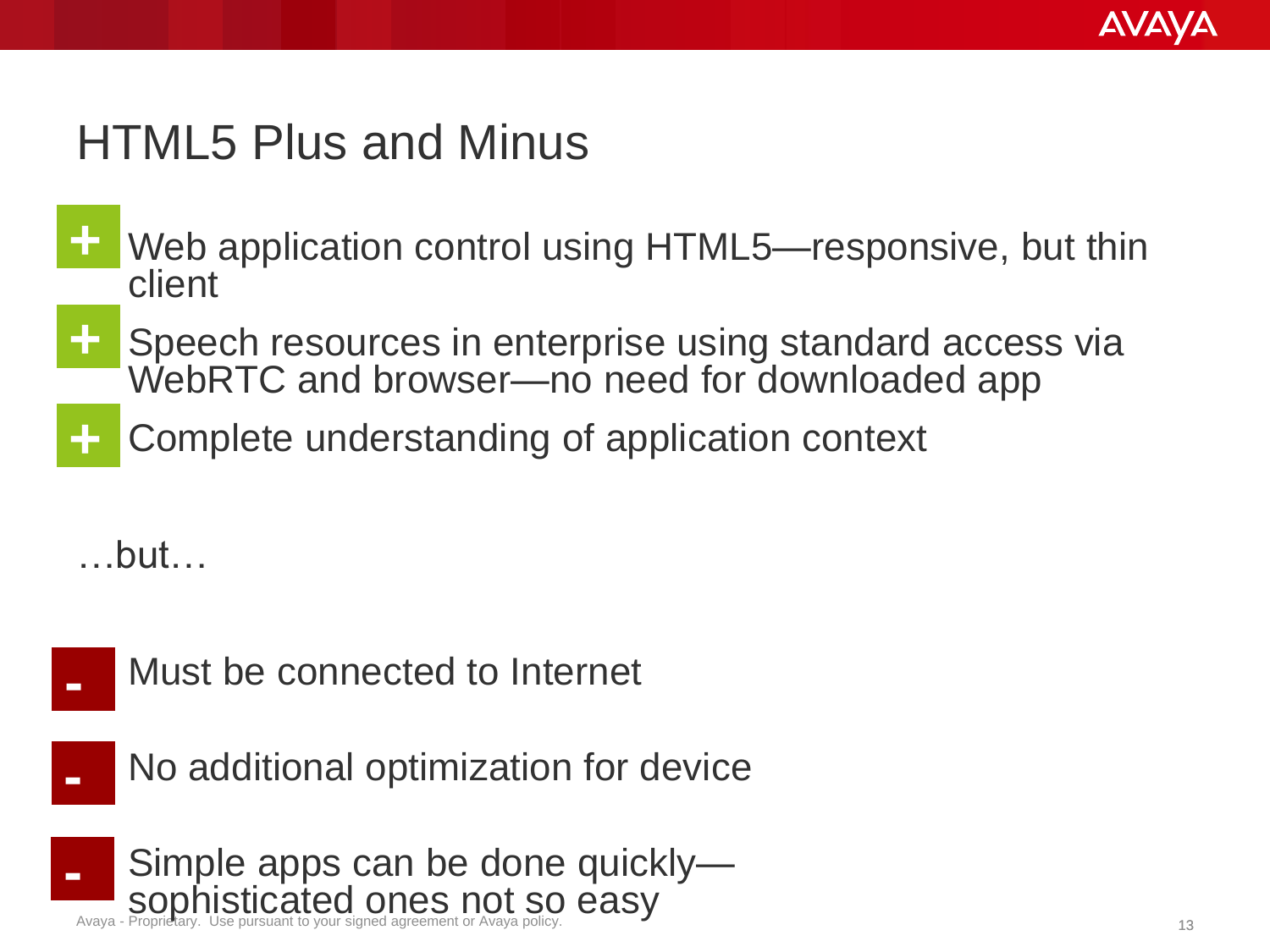# HTML5 Plus and Minus

- \+ Web application control using HTML5—responsive, but thin client
- \+ Speech resources in enterprise using standard access via WebRTC and browser—no need for downloaded app
- \+ Complete understanding of application context

…but…

- \- Must be connected to Internet
- \- No additional optimization for device
- \- Simple apps can be done quickly—sophisticated ones not so easy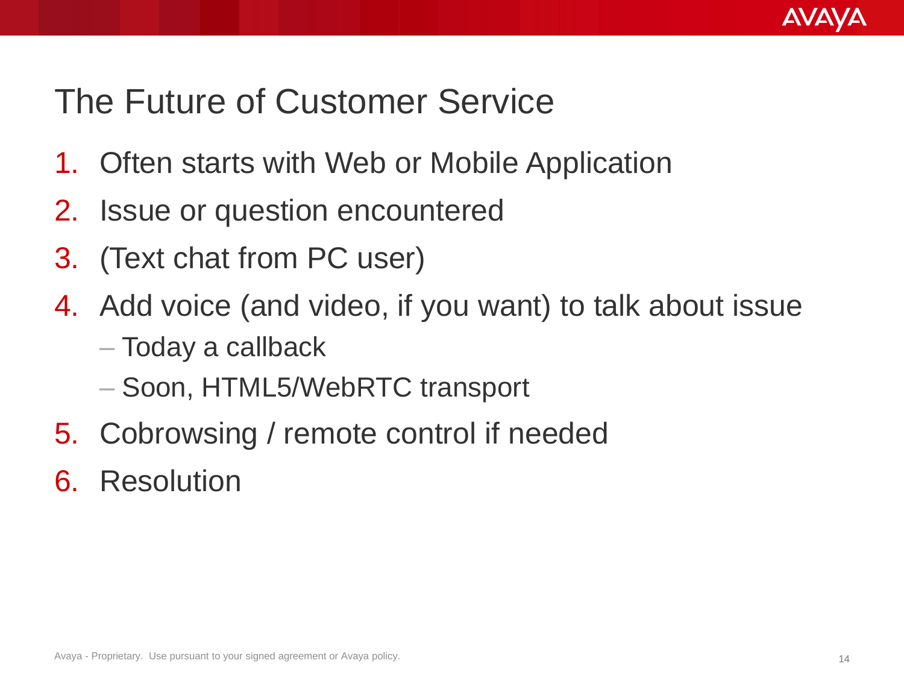# The Future of Customer Service

1. Often starts with Web or Mobile Application
2. Issue or question encountered
3. (Text chat from PC user)
4. Add voice (and video, if you want) to talk about issue
   - Today a callback
   - Soon, HTML5/WebRTC transport
5. Cobrowsing / remote control if needed
6. Resolution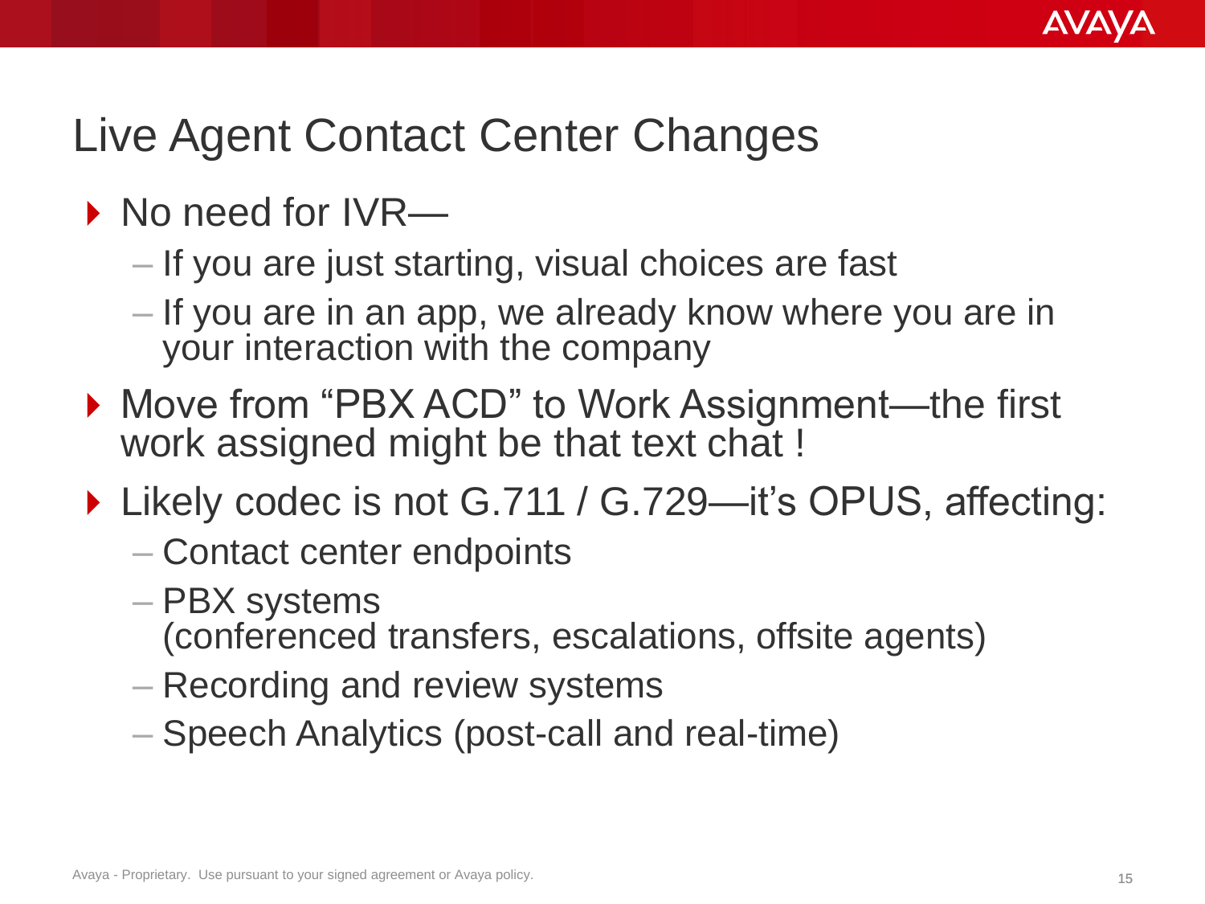# Live Agent Contact Center Changes

- No need for IVR—
  - If you are just starting, visual choices are fast
  - If you are in an app, we already know where you are in your interaction with the company
- Move from "PBX ACD" to Work Assignment—the first work assigned might be that text chat !
- Likely codec is not G.711 / G.729—it's OPUS, affecting:
  - Contact center endpoints
  - PBX systems (conferenced transfers, escalations, offsite agents)
  - Recording and review systems
  - Speech Analytics (post-call and real-time)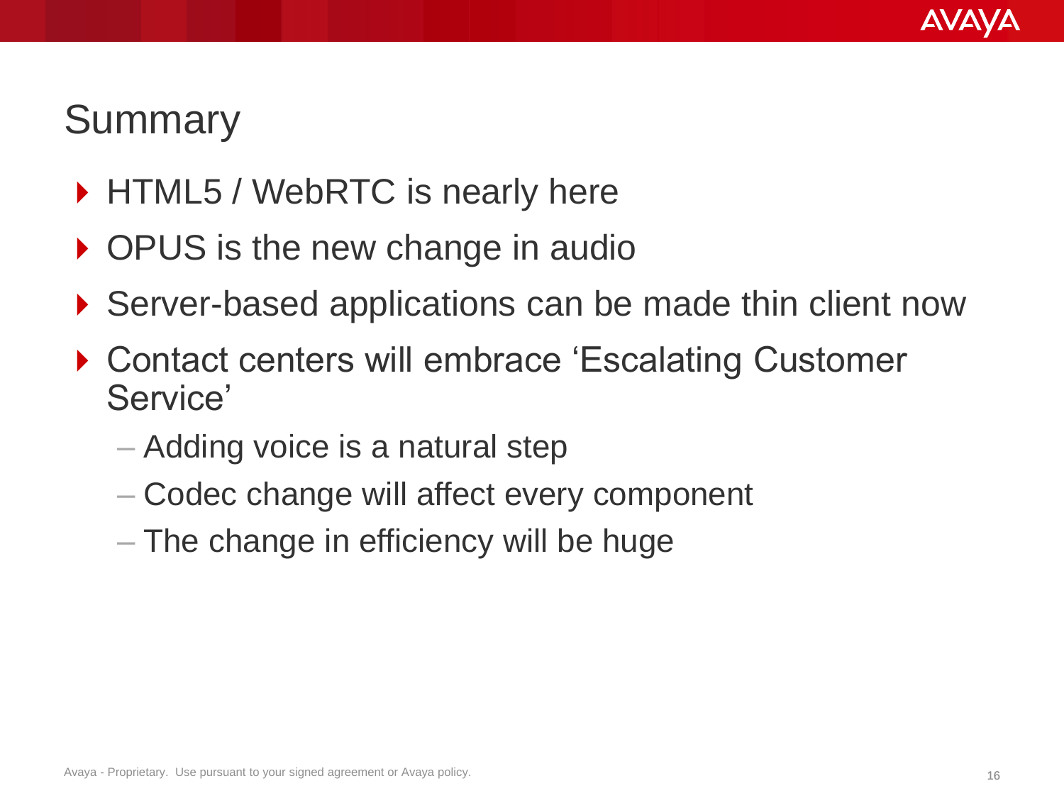# Summary

- HTML5 / WebRTC is nearly here
- OPUS is the new change in audio
- Server-based applications can be made thin client now
- Contact centers will embrace ‘Escalating Customer Service’
  - Adding voice is a natural step
  - Codec change will affect every component
  - The change in efficiency will be huge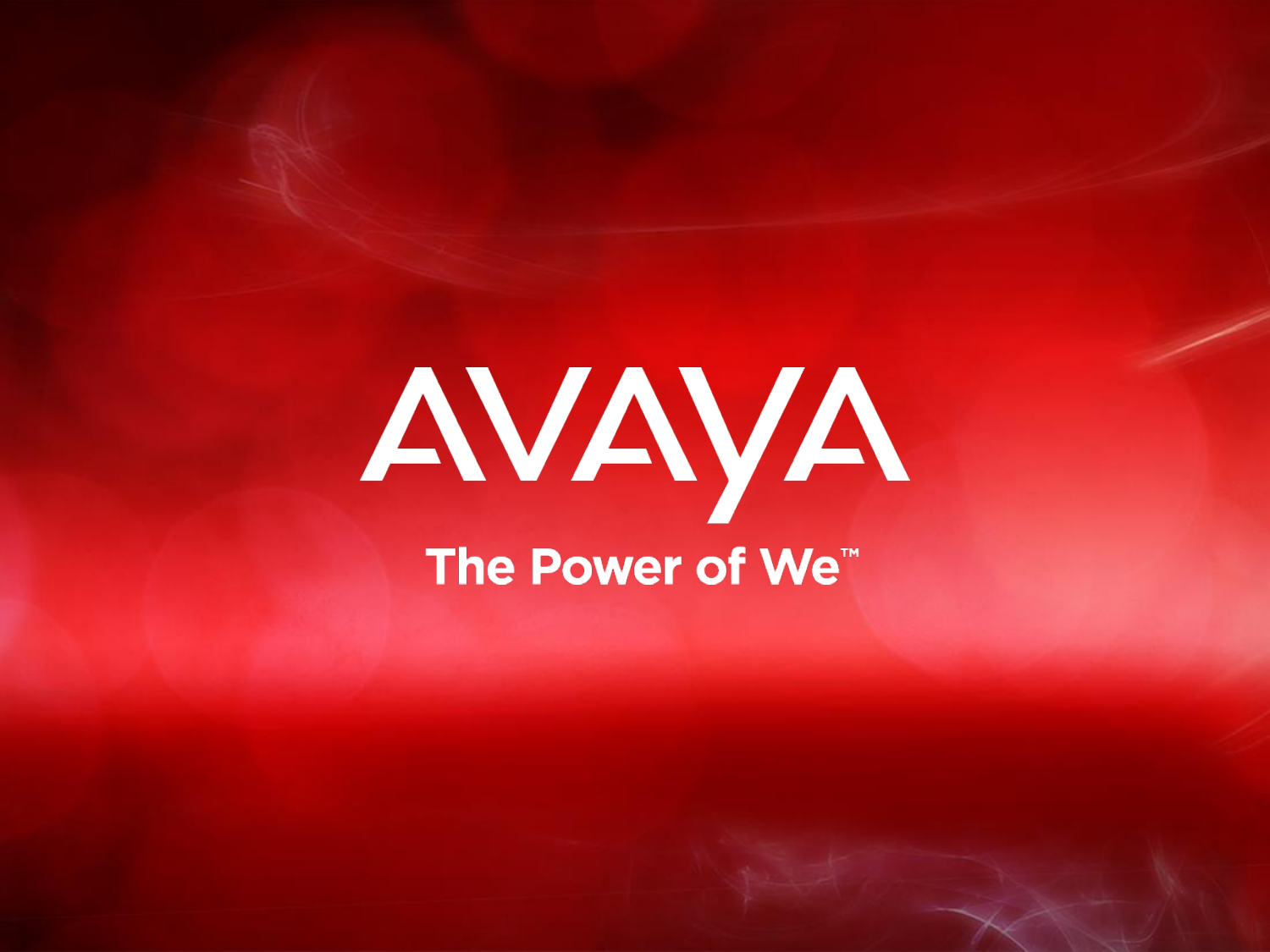AVAYA

The Power of We™